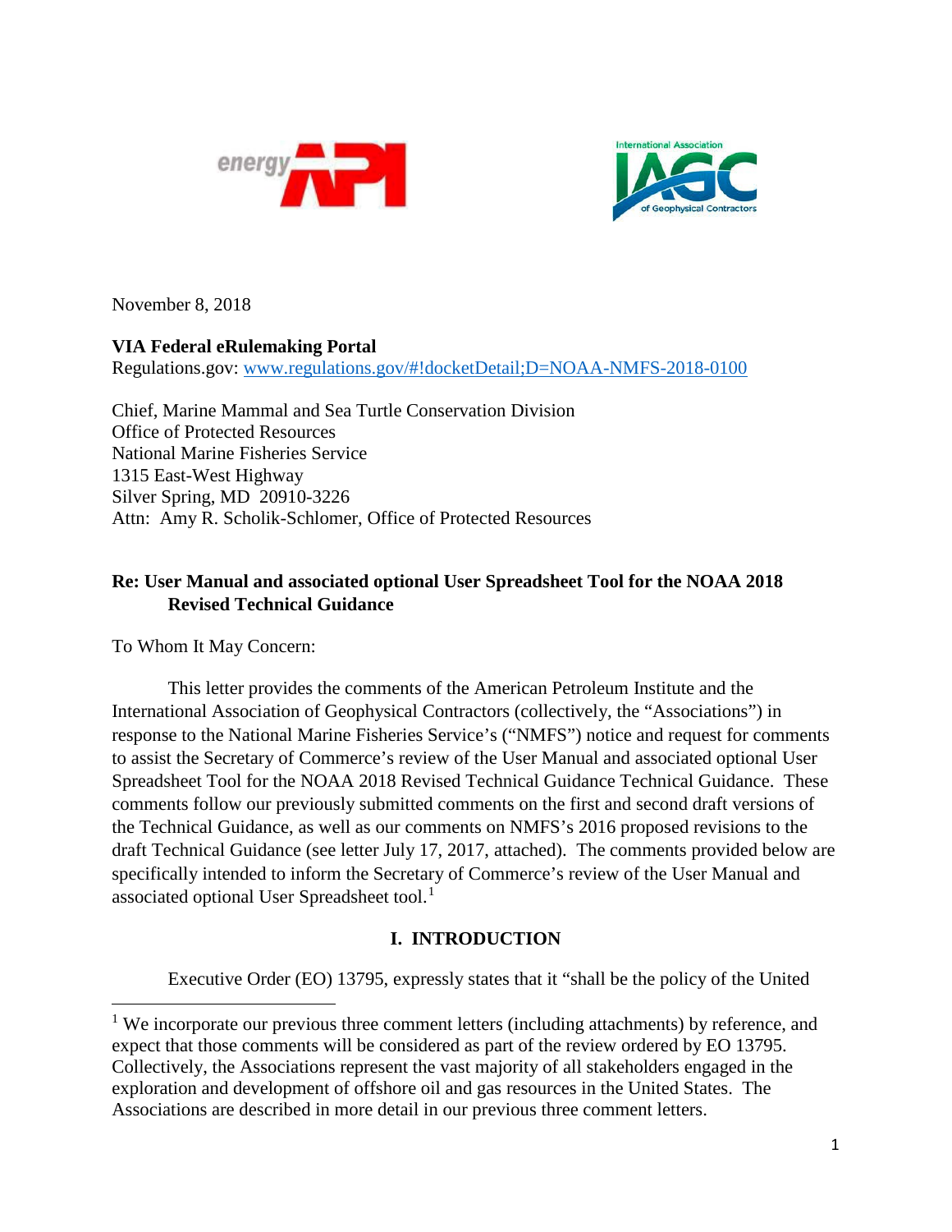November 8, 2018

**VIA Federal eRulemaking Portal**
Regulations.gov: www.regulations.gov/#!docketDetail;D=NOAA-NMFS-2018-0100

Chief, Marine Mammal and Sea Turtle Conservation Division
Office of Protected Resources
National Marine Fisheries Service
1315 East-West Highway
Silver Spring, MD 20910-3226
Attn: Amy R. Scholik-Schlomer, Office of Protected Resources

**Re: User Manual and associated optional User Spreadsheet Tool for the NOAA 2018 Revised Technical Guidance**

To Whom It May Concern:

This letter provides the comments of the American Petroleum Institute and the International Association of Geophysical Contractors (collectively, the "Associations") in response to the National Marine Fisheries Service's ("NMFS") notice and request for comments to assist the Secretary of Commerce's review of the User Manual and associated optional User Spreadsheet Tool for the NOAA 2018 Revised Technical Guidance Technical Guidance. These comments follow our previously submitted comments on the first and second draft versions of the Technical Guidance, as well as our comments on NMFS's 2016 proposed revisions to the draft Technical Guidance (see letter July 17, 2017, attached). The comments provided below are specifically intended to inform the Secretary of Commerce's review of the User Manual and associated optional User Spreadsheet tool.[1]

## I. INTRODUCTION

Executive Order (EO) 13795, expressly states that it "shall be the policy of the United

[1] We incorporate our previous three comment letters (including attachments) by reference, and expect that those comments will be considered as part of the review ordered by EO 13795. Collectively, the Associations represent the vast majority of all stakeholders engaged in the exploration and development of offshore oil and gas resources in the United States. The Associations are described in more detail in our previous three comment letters.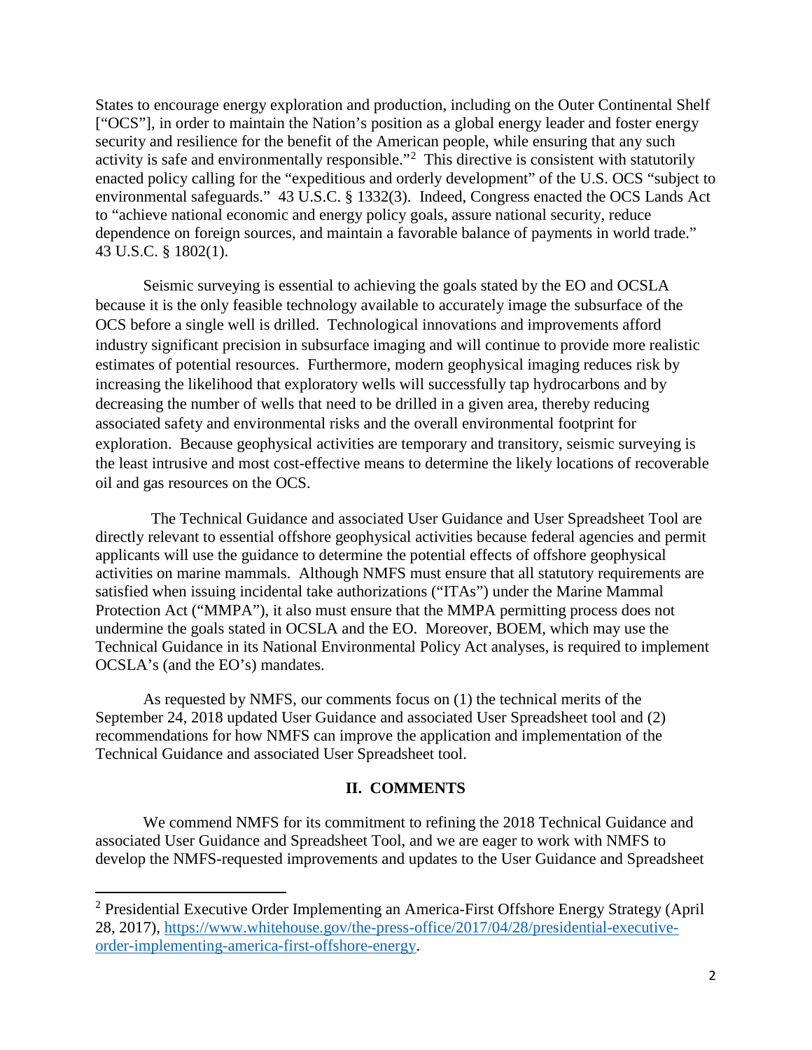States to encourage energy exploration and production, including on the Outer Continental Shelf ["OCS"], in order to maintain the Nation's position as a global energy leader and foster energy security and resilience for the benefit of the American people, while ensuring that any such activity is safe and environmentally responsible."[2] This directive is consistent with statutorily enacted policy calling for the "expeditious and orderly development" of the U.S. OCS "subject to environmental safeguards." 43 U.S.C. § 1332(3). Indeed, Congress enacted the OCS Lands Act to "achieve national economic and energy policy goals, assure national security, reduce dependence on foreign sources, and maintain a favorable balance of payments in world trade." 43 U.S.C. § 1802(1).

Seismic surveying is essential to achieving the goals stated by the EO and OCSLA because it is the only feasible technology available to accurately image the subsurface of the OCS before a single well is drilled. Technological innovations and improvements afford industry significant precision in subsurface imaging and will continue to provide more realistic estimates of potential resources. Furthermore, modern geophysical imaging reduces risk by increasing the likelihood that exploratory wells will successfully tap hydrocarbons and by decreasing the number of wells that need to be drilled in a given area, thereby reducing associated safety and environmental risks and the overall environmental footprint for exploration. Because geophysical activities are temporary and transitory, seismic surveying is the least intrusive and most cost-effective means to determine the likely locations of recoverable oil and gas resources on the OCS.

The Technical Guidance and associated User Guidance and User Spreadsheet Tool are directly relevant to essential offshore geophysical activities because federal agencies and permit applicants will use the guidance to determine the potential effects of offshore geophysical activities on marine mammals. Although NMFS must ensure that all statutory requirements are satisfied when issuing incidental take authorizations ("ITAs") under the Marine Mammal Protection Act ("MMPA"), it also must ensure that the MMPA permitting process does not undermine the goals stated in OCSLA and the EO. Moreover, BOEM, which may use the Technical Guidance in its National Environmental Policy Act analyses, is required to implement OCSLA's (and the EO's) mandates.

As requested by NMFS, our comments focus on (1) the technical merits of the September 24, 2018 updated User Guidance and associated User Spreadsheet tool and (2) recommendations for how NMFS can improve the application and implementation of the Technical Guidance and associated User Spreadsheet tool.

## II. COMMENTS

We commend NMFS for its commitment to refining the 2018 Technical Guidance and associated User Guidance and Spreadsheet Tool, and we are eager to work with NMFS to develop the NMFS-requested improvements and updates to the User Guidance and Spreadsheet

---

[2] Presidential Executive Order Implementing an America-First Offshore Energy Strategy (April 28, 2017), https://www.whitehouse.gov/the-press-office/2017/04/28/presidential-executive-order-implementing-america-first-offshore-energy.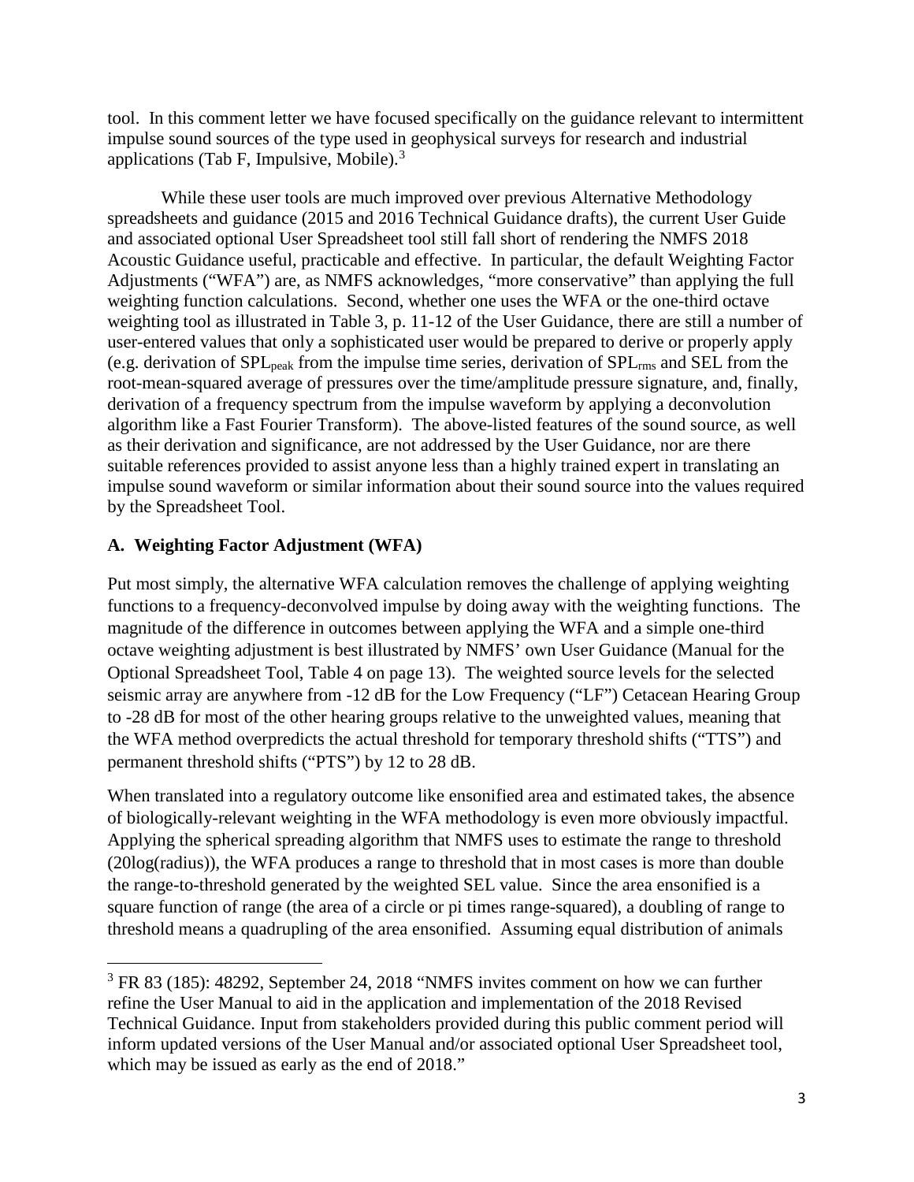tool. In this comment letter we have focused specifically on the guidance relevant to intermittent impulse sound sources of the type used in geophysical surveys for research and industrial applications (Tab F, Impulsive, Mobile).[3]

While these user tools are much improved over previous Alternative Methodology spreadsheets and guidance (2015 and 2016 Technical Guidance drafts), the current User Guide and associated optional User Spreadsheet tool still fall short of rendering the NMFS 2018 Acoustic Guidance useful, practicable and effective. In particular, the default Weighting Factor Adjustments ("WFA") are, as NMFS acknowledges, "more conservative" than applying the full weighting function calculations. Second, whether one uses the WFA or the one-third octave weighting tool as illustrated in Table 3, p. 11-12 of the User Guidance, there are still a number of user-entered values that only a sophisticated user would be prepared to derive or properly apply (e.g. derivation of $SPL_{peak}$ from the impulse time series, derivation of $SPL_{rms}$ and SEL from the root-mean-squared average of pressures over the time/amplitude pressure signature, and, finally, derivation of a frequency spectrum from the impulse waveform by applying a deconvolution algorithm like a Fast Fourier Transform). The above-listed features of the sound source, as well as their derivation and significance, are not addressed by the User Guidance, nor are there suitable references provided to assist anyone less than a highly trained expert in translating an impulse sound waveform or similar information about their sound source into the values required by the Spreadsheet Tool.

## A. Weighting Factor Adjustment (WFA)

Put most simply, the alternative WFA calculation removes the challenge of applying weighting functions to a frequency-deconvolved impulse by doing away with the weighting functions. The magnitude of the difference in outcomes between applying the WFA and a simple one-third octave weighting adjustment is best illustrated by NMFS' own User Guidance (Manual for the Optional Spreadsheet Tool, Table 4 on page 13). The weighted source levels for the selected seismic array are anywhere from -12 dB for the Low Frequency ("LF") Cetacean Hearing Group to -28 dB for most of the other hearing groups relative to the unweighted values, meaning that the WFA method overpredicts the actual threshold for temporary threshold shifts ("TTS") and permanent threshold shifts ("PTS") by 12 to 28 dB.

When translated into a regulatory outcome like ensonified area and estimated takes, the absence of biologically-relevant weighting in the WFA methodology is even more obviously impactful. Applying the spherical spreading algorithm that NMFS uses to estimate the range to threshold (20log(radius)), the WFA produces a range to threshold that in most cases is more than double the range-to-threshold generated by the weighted SEL value. Since the area ensonified is a square function of range (the area of a circle or pi times range-squared), a doubling of range to threshold means a quadrupling of the area ensonified. Assuming equal distribution of animals

[3] FR 83 (185): 48292, September 24, 2018 "NMFS invites comment on how we can further refine the User Manual to aid in the application and implementation of the 2018 Revised Technical Guidance. Input from stakeholders provided during this public comment period will inform updated versions of the User Manual and/or associated optional User Spreadsheet tool, which may be issued as early as the end of 2018."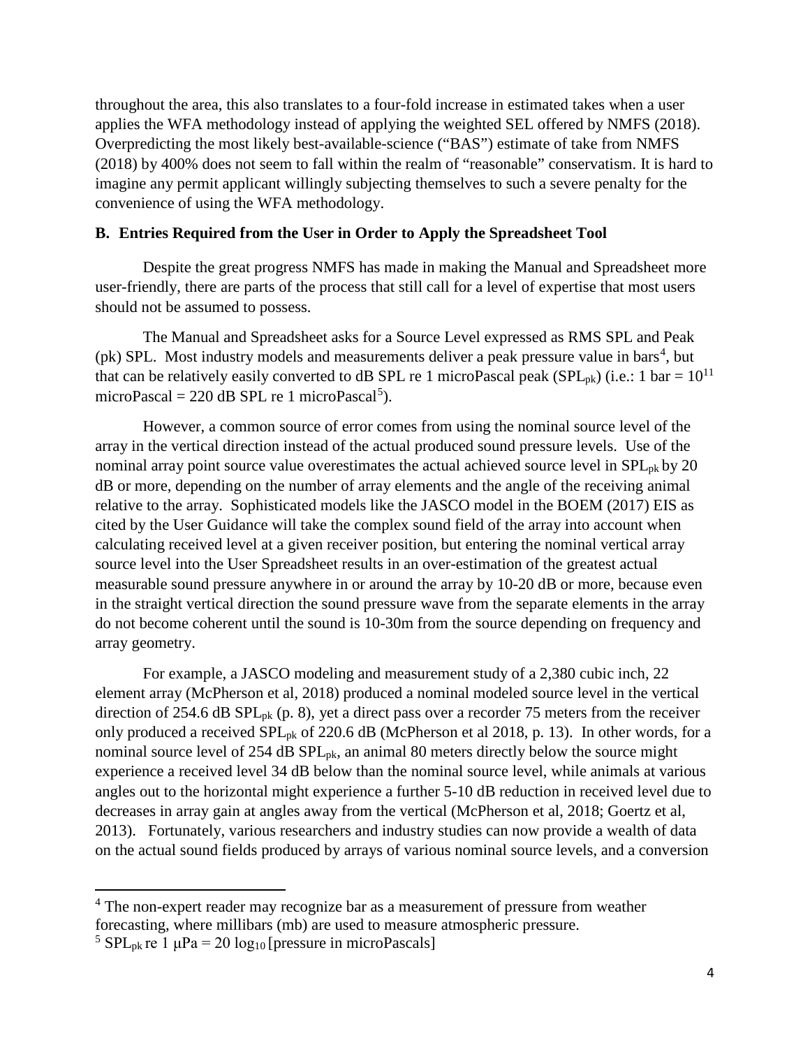throughout the area, this also translates to a four-fold increase in estimated takes when a user applies the WFA methodology instead of applying the weighted SEL offered by NMFS (2018). Overpredicting the most likely best-available-science ("BAS") estimate of take from NMFS (2018) by 400% does not seem to fall within the realm of "reasonable" conservatism. It is hard to imagine any permit applicant willingly subjecting themselves to such a severe penalty for the convenience of using the WFA methodology.

### B. Entries Required from the User in Order to Apply the Spreadsheet Tool

Despite the great progress NMFS has made in making the Manual and Spreadsheet more user-friendly, there are parts of the process that still call for a level of expertise that most users should not be assumed to possess.

The Manual and Spreadsheet asks for a Source Level expressed as RMS SPL and Peak (pk) SPL. Most industry models and measurements deliver a peak pressure value in bars[4], but that can be relatively easily converted to dB SPL re 1 microPascal peak ($SPL_{pk}$) (i.e.: 1 bar = $10^{11}$ microPascal = 220 dB SPL re 1 microPascal[5]).

However, a common source of error comes from using the nominal source level of the array in the vertical direction instead of the actual produced sound pressure levels. Use of the nominal array point source value overestimates the actual achieved source level in $SPL_{pk}$ by 20 dB or more, depending on the number of array elements and the angle of the receiving animal relative to the array. Sophisticated models like the JASCO model in the BOEM (2017) EIS as cited by the User Guidance will take the complex sound field of the array into account when calculating received level at a given receiver position, but entering the nominal vertical array source level into the User Spreadsheet results in an over-estimation of the greatest actual measurable sound pressure anywhere in or around the array by 10-20 dB or more, because even in the straight vertical direction the sound pressure wave from the separate elements in the array do not become coherent until the sound is 10-30m from the source depending on frequency and array geometry.

For example, a JASCO modeling and measurement study of a 2,380 cubic inch, 22 element array (McPherson et al, 2018) produced a nominal modeled source level in the vertical direction of 254.6 dB $SPL_{pk}$ (p. 8), yet a direct pass over a recorder 75 meters from the receiver only produced a received $SPL_{pk}$ of 220.6 dB (McPherson et al 2018, p. 13). In other words, for a nominal source level of 254 dB $SPL_{pk}$, an animal 80 meters directly below the source might experience a received level 34 dB below than the nominal source level, while animals at various angles out to the horizontal might experience a further 5-10 dB reduction in received level due to decreases in array gain at angles away from the vertical (McPherson et al, 2018; Goertz et al, 2013). Fortunately, various researchers and industry studies can now provide a wealth of data on the actual sound fields produced by arrays of various nominal source levels, and a conversion

---

[4] The non-expert reader may recognize bar as a measurement of pressure from weather forecasting, where millibars (mb) are used to measure atmospheric pressure.

[5] $SPL_{pk}$ re 1 μPa = 20 $\log_{10}$ [pressure in microPascals]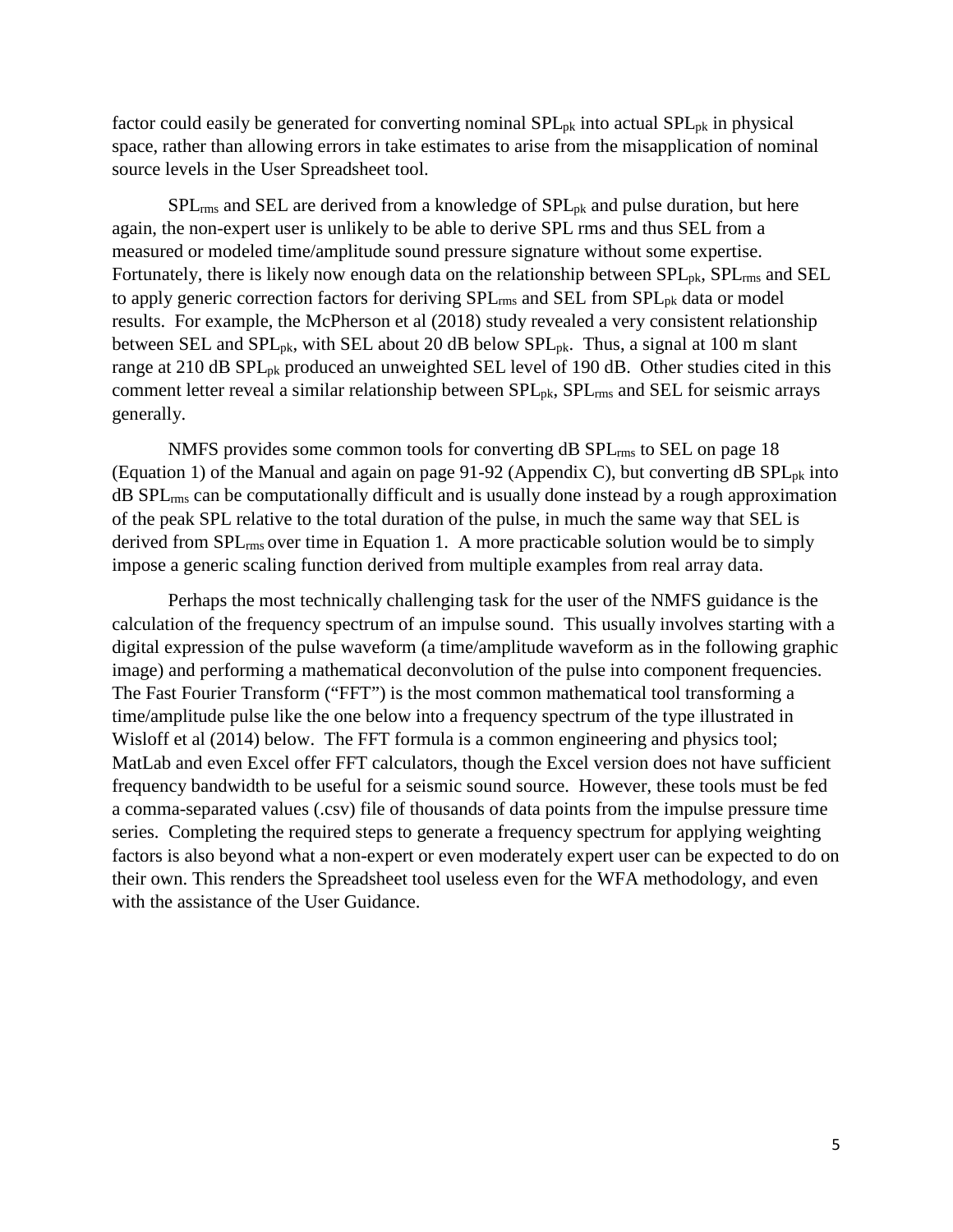factor could easily be generated for converting nominal $SPL_{pk}$ into actual $SPL_{pk}$ in physical space, rather than allowing errors in take estimates to arise from the misapplication of nominal source levels in the User Spreadsheet tool.

$SPL_{rms}$ and SEL are derived from a knowledge of $SPL_{pk}$ and pulse duration, but here again, the non-expert user is unlikely to be able to derive SPL rms and thus SEL from a measured or modeled time/amplitude sound pressure signature without some expertise. Fortunately, there is likely now enough data on the relationship between $SPL_{pk}$, $SPL_{rms}$ and SEL to apply generic correction factors for deriving $SPL_{rms}$ and SEL from $SPL_{pk}$ data or model results. For example, the McPherson et al (2018) study revealed a very consistent relationship between SEL and $SPL_{pk}$, with SEL about 20 dB below $SPL_{pk}$. Thus, a signal at 100 m slant range at 210 dB $SPL_{pk}$ produced an unweighted SEL level of 190 dB. Other studies cited in this comment letter reveal a similar relationship between $SPL_{pk}$, $SPL_{rms}$ and SEL for seismic arrays generally.

NMFS provides some common tools for converting dB $SPL_{rms}$ to SEL on page 18 (Equation 1) of the Manual and again on page 91-92 (Appendix C), but converting dB $SPL_{pk}$ into dB $SPL_{rms}$ can be computationally difficult and is usually done instead by a rough approximation of the peak SPL relative to the total duration of the pulse, in much the same way that SEL is derived from $SPL_{rms}$ over time in Equation 1. A more practicable solution would be to simply impose a generic scaling function derived from multiple examples from real array data.

Perhaps the most technically challenging task for the user of the NMFS guidance is the calculation of the frequency spectrum of an impulse sound. This usually involves starting with a digital expression of the pulse waveform (a time/amplitude waveform as in the following graphic image) and performing a mathematical deconvolution of the pulse into component frequencies. The Fast Fourier Transform ("FFT") is the most common mathematical tool transforming a time/amplitude pulse like the one below into a frequency spectrum of the type illustrated in Wisloff et al (2014) below. The FFT formula is a common engineering and physics tool; MatLab and even Excel offer FFT calculators, though the Excel version does not have sufficient frequency bandwidth to be useful for a seismic sound source. However, these tools must be fed a comma-separated values (.csv) file of thousands of data points from the impulse pressure time series. Completing the required steps to generate a frequency spectrum for applying weighting factors is also beyond what a non-expert or even moderately expert user can be expected to do on their own. This renders the Spreadsheet tool useless even for the WFA methodology, and even with the assistance of the User Guidance.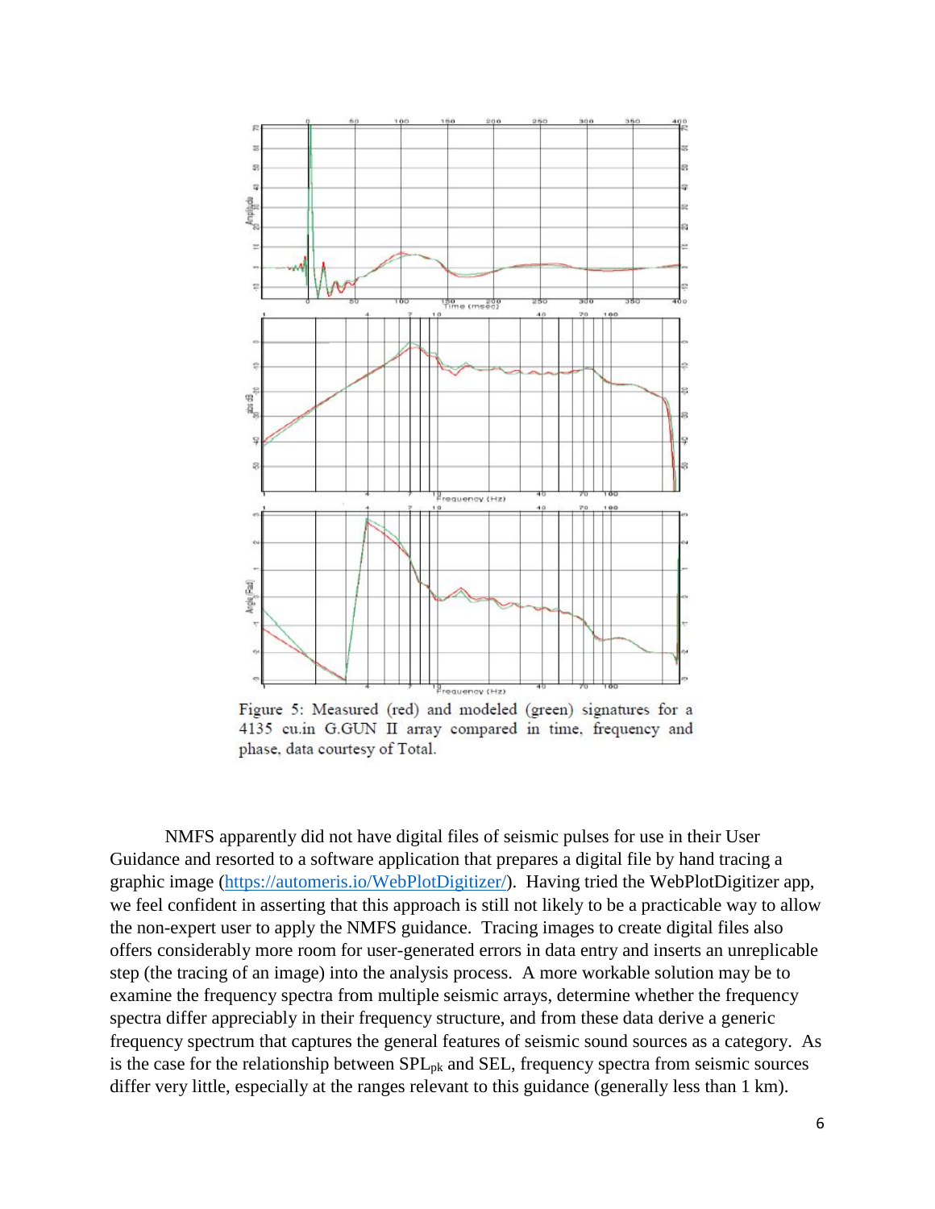Figure 5: Measured (red) and modeled (green) signatures for a 4135 cu.in G.GUN II array compared in time, frequency and phase, data courtesy of Total.

NMFS apparently did not have digital files of seismic pulses for use in their User Guidance and resorted to a software application that prepares a digital file by hand tracing a graphic image (https://automeris.io/WebPlotDigitizer/). Having tried the WebPlotDigitizer app, we feel confident in asserting that this approach is still not likely to be a practicable way to allow the non-expert user to apply the NMFS guidance. Tracing images to create digital files also offers considerably more room for user-generated errors in data entry and inserts an unreplicable step (the tracing of an image) into the analysis process. A more workable solution may be to examine the frequency spectra from multiple seismic arrays, determine whether the frequency spectra differ appreciably in their frequency structure, and from these data derive a generic frequency spectrum that captures the general features of seismic sound sources as a category. As is the case for the relationship between $SPL_{pk}$ and SEL, frequency spectra from seismic sources differ very little, especially at the ranges relevant to this guidance (generally less than 1 km).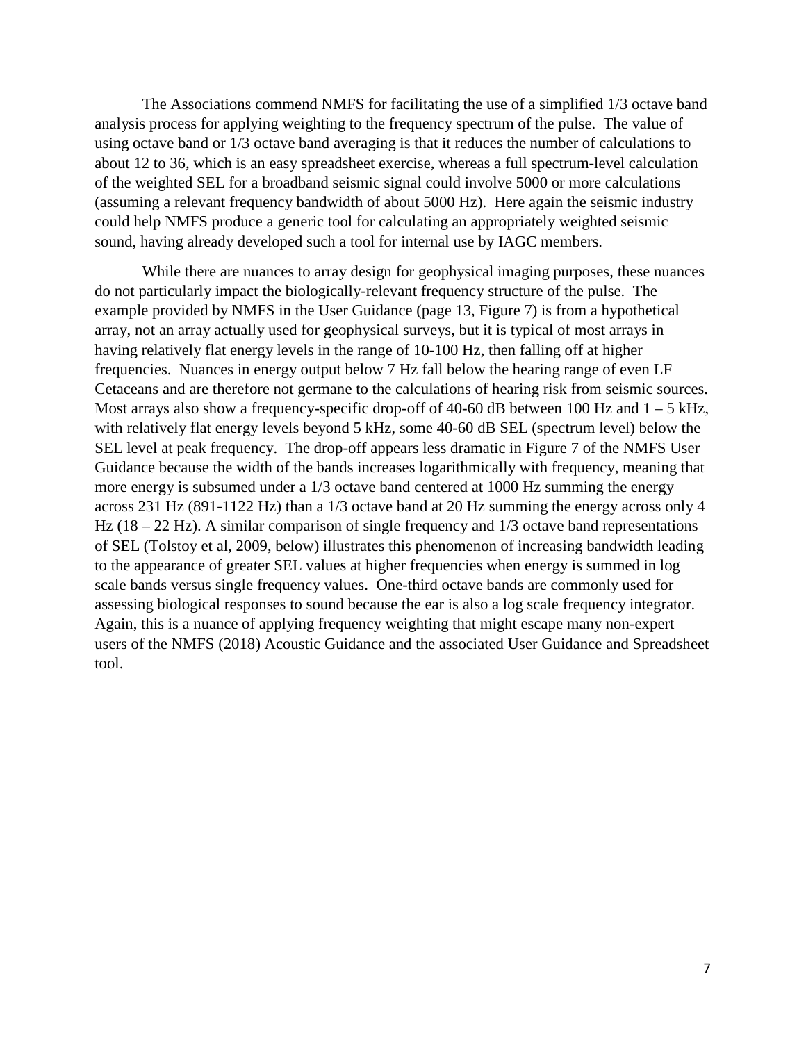The Associations commend NMFS for facilitating the use of a simplified 1/3 octave band analysis process for applying weighting to the frequency spectrum of the pulse. The value of using octave band or 1/3 octave band averaging is that it reduces the number of calculations to about 12 to 36, which is an easy spreadsheet exercise, whereas a full spectrum-level calculation of the weighted SEL for a broadband seismic signal could involve 5000 or more calculations (assuming a relevant frequency bandwidth of about 5000 Hz). Here again the seismic industry could help NMFS produce a generic tool for calculating an appropriately weighted seismic sound, having already developed such a tool for internal use by IAGC members.

While there are nuances to array design for geophysical imaging purposes, these nuances do not particularly impact the biologically-relevant frequency structure of the pulse. The example provided by NMFS in the User Guidance (page 13, Figure 7) is from a hypothetical array, not an array actually used for geophysical surveys, but it is typical of most arrays in having relatively flat energy levels in the range of 10-100 Hz, then falling off at higher frequencies. Nuances in energy output below 7 Hz fall below the hearing range of even LF Cetaceans and are therefore not germane to the calculations of hearing risk from seismic sources. Most arrays also show a frequency-specific drop-off of 40-60 dB between 100 Hz and 1 – 5 kHz, with relatively flat energy levels beyond 5 kHz, some 40-60 dB SEL (spectrum level) below the SEL level at peak frequency. The drop-off appears less dramatic in Figure 7 of the NMFS User Guidance because the width of the bands increases logarithmically with frequency, meaning that more energy is subsumed under a 1/3 octave band centered at 1000 Hz summing the energy across 231 Hz (891-1122 Hz) than a 1/3 octave band at 20 Hz summing the energy across only 4 Hz (18 – 22 Hz). A similar comparison of single frequency and 1/3 octave band representations of SEL (Tolstoy et al, 2009, below) illustrates this phenomenon of increasing bandwidth leading to the appearance of greater SEL values at higher frequencies when energy is summed in log scale bands versus single frequency values. One-third octave bands are commonly used for assessing biological responses to sound because the ear is also a log scale frequency integrator. Again, this is a nuance of applying frequency weighting that might escape many non-expert users of the NMFS (2018) Acoustic Guidance and the associated User Guidance and Spreadsheet tool.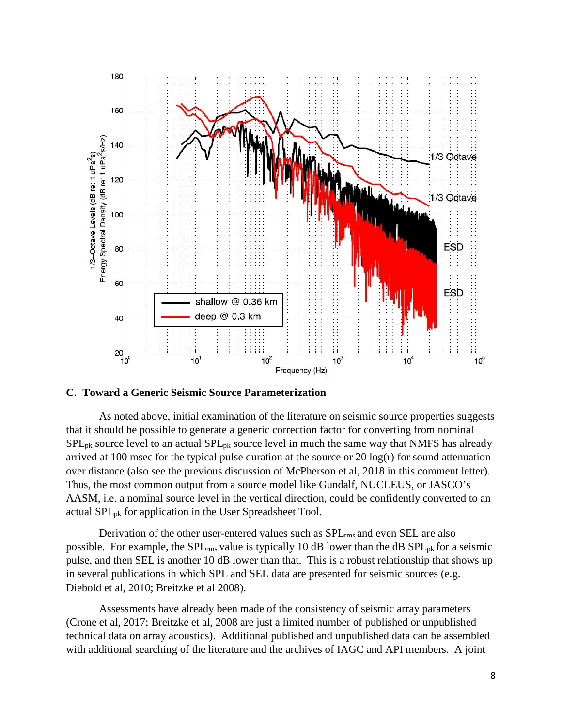## C. Toward a Generic Seismic Source Parameterization

As noted above, initial examination of the literature on seismic source properties suggests that it should be possible to generate a generic correction factor for converting from nominal $SPL_{pk}$ source level to an actual $SPL_{pk}$ source level in much the same way that NMFS has already arrived at 100 msec for the typical pulse duration at the source or 20 log(r) for sound attenuation over distance (also see the previous discussion of McPherson et al, 2018 in this comment letter). Thus, the most common output from a source model like Gundalf, NUCLEUS, or JASCO's AASM, i.e. a nominal source level in the vertical direction, could be confidently converted to an actual $SPL_{pk}$ for application in the User Spreadsheet Tool.

Derivation of the other user-entered values such as $SPL_{rms}$ and even SEL are also possible. For example, the $SPL_{rms}$ value is typically 10 dB lower than the dB $SPL_{pk}$ for a seismic pulse, and then SEL is another 10 dB lower than that. This is a robust relationship that shows up in several publications in which SPL and SEL data are presented for seismic sources (e.g. Diebold et al, 2010; Breitzke et al 2008).

Assessments have already been made of the consistency of seismic array parameters (Crone et al, 2017; Breitzke et al, 2008 are just a limited number of published or unpublished technical data on array acoustics). Additional published and unpublished data can be assembled with additional searching of the literature and the archives of IAGC and API members. A joint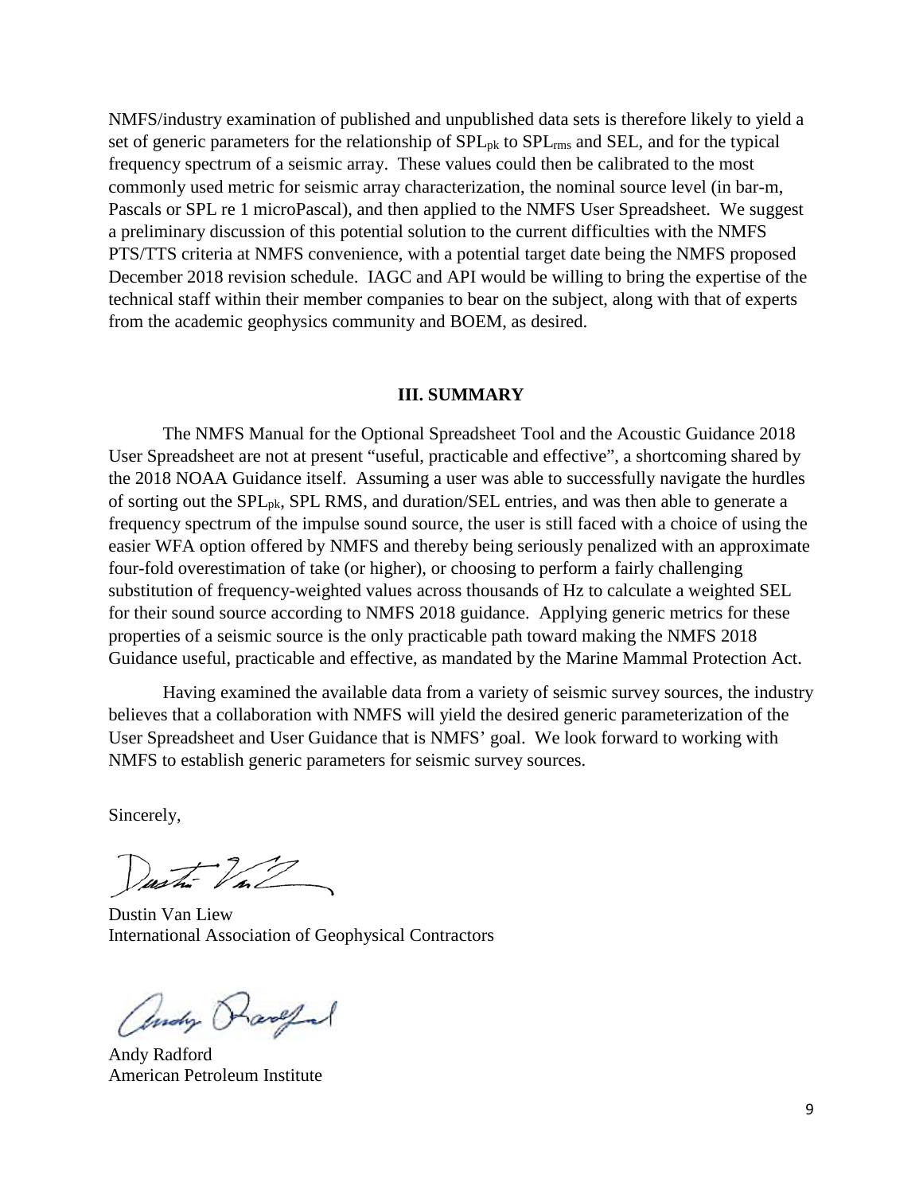NMFS/industry examination of published and unpublished data sets is therefore likely to yield a set of generic parameters for the relationship of $SPL_{pk}$ to $SPL_{rms}$ and SEL, and for the typical frequency spectrum of a seismic array. These values could then be calibrated to the most commonly used metric for seismic array characterization, the nominal source level (in bar-m, Pascals or SPL re 1 microPascal), and then applied to the NMFS User Spreadsheet. We suggest a preliminary discussion of this potential solution to the current difficulties with the NMFS PTS/TTS criteria at NMFS convenience, with a potential target date being the NMFS proposed December 2018 revision schedule. IAGC and API would be willing to bring the expertise of the technical staff within their member companies to bear on the subject, along with that of experts from the academic geophysics community and BOEM, as desired.

## III. SUMMARY

The NMFS Manual for the Optional Spreadsheet Tool and the Acoustic Guidance 2018 User Spreadsheet are not at present "useful, practicable and effective", a shortcoming shared by the 2018 NOAA Guidance itself. Assuming a user was able to successfully navigate the hurdles of sorting out the $SPL_{pk}$, SPL RMS, and duration/SEL entries, and was then able to generate a frequency spectrum of the impulse sound source, the user is still faced with a choice of using the easier WFA option offered by NMFS and thereby being seriously penalized with an approximate four-fold overestimation of take (or higher), or choosing to perform a fairly challenging substitution of frequency-weighted values across thousands of Hz to calculate a weighted SEL for their sound source according to NMFS 2018 guidance. Applying generic metrics for these properties of a seismic source is the only practicable path toward making the NMFS 2018 Guidance useful, practicable and effective, as mandated by the Marine Mammal Protection Act.

Having examined the available data from a variety of seismic survey sources, the industry believes that a collaboration with NMFS will yield the desired generic parameterization of the User Spreadsheet and User Guidance that is NMFS' goal. We look forward to working with NMFS to establish generic parameters for seismic survey sources.

Sincerely,

Dustin Van Liew
International Association of Geophysical Contractors

Andy Radford
American Petroleum Institute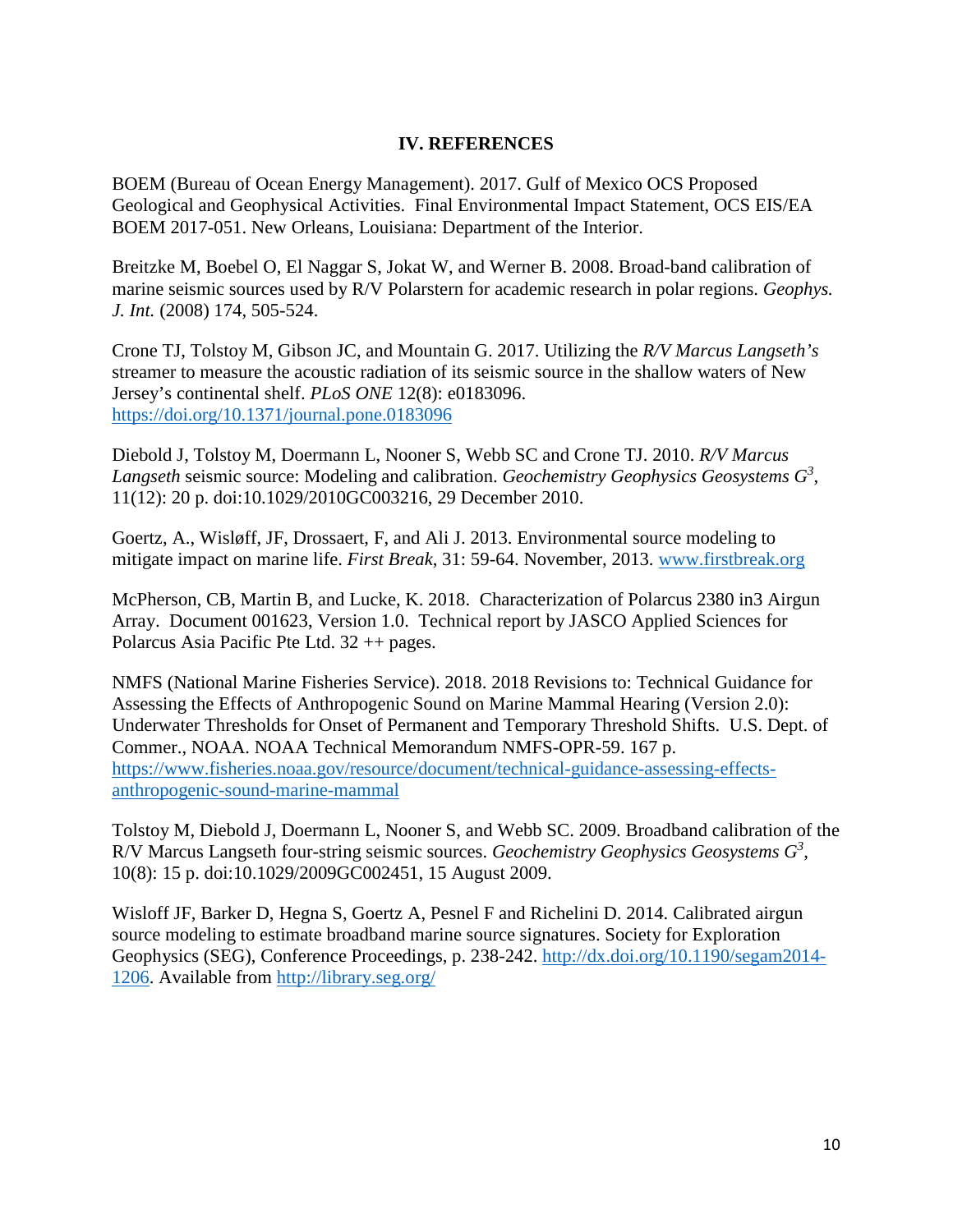## IV. REFERENCES

BOEM (Bureau of Ocean Energy Management). 2017. Gulf of Mexico OCS Proposed Geological and Geophysical Activities. Final Environmental Impact Statement, OCS EIS/EA BOEM 2017-051. New Orleans, Louisiana: Department of the Interior.

Breitzke M, Boebel O, El Naggar S, Jokat W, and Werner B. 2008. Broad-band calibration of marine seismic sources used by R/V Polarstern for academic research in polar regions. *Geophys. J. Int.* (2008) 174, 505-524.

Crone TJ, Tolstoy M, Gibson JC, and Mountain G. 2017. Utilizing the *R/V Marcus Langseth's* streamer to measure the acoustic radiation of its seismic source in the shallow waters of New Jersey's continental shelf. *PLoS ONE* 12(8): e0183096. https://doi.org/10.1371/journal.pone.0183096

Diebold J, Tolstoy M, Doermann L, Nooner S, Webb SC and Crone TJ. 2010. *R/V Marcus Langseth* seismic source: Modeling and calibration. *Geochemistry Geophysics Geosystems $G^3$*, 11(12): 20 p. doi:10.1029/2010GC003216, 29 December 2010.

Goertz, A., Wisløff, JF, Drossaert, F, and Ali J. 2013. Environmental source modeling to mitigate impact on marine life. *First Break*, 31: 59-64. November, 2013. www.firstbreak.org

McPherson, CB, Martin B, and Lucke, K. 2018. Characterization of Polarcus 2380 in3 Airgun Array. Document 001623, Version 1.0. Technical report by JASCO Applied Sciences for Polarcus Asia Pacific Pte Ltd. 32 ++ pages.

NMFS (National Marine Fisheries Service). 2018. 2018 Revisions to: Technical Guidance for Assessing the Effects of Anthropogenic Sound on Marine Mammal Hearing (Version 2.0): Underwater Thresholds for Onset of Permanent and Temporary Threshold Shifts. U.S. Dept. of Commer., NOAA. NOAA Technical Memorandum NMFS-OPR-59. 167 p. https://www.fisheries.noaa.gov/resource/document/technical-guidance-assessing-effects-anthropogenic-sound-marine-mammal

Tolstoy M, Diebold J, Doermann L, Nooner S, and Webb SC. 2009. Broadband calibration of the R/V Marcus Langseth four-string seismic sources. *Geochemistry Geophysics Geosystems $G^3$*, 10(8): 15 p. doi:10.1029/2009GC002451, 15 August 2009.

Wisloff JF, Barker D, Hegna S, Goertz A, Pesnel F and Richelini D. 2014. Calibrated airgun source modeling to estimate broadband marine source signatures. Society for Exploration Geophysics (SEG), Conference Proceedings, p. 238-242. http://dx.doi.org/10.1190/segam2014-1206. Available from http://library.seg.org/